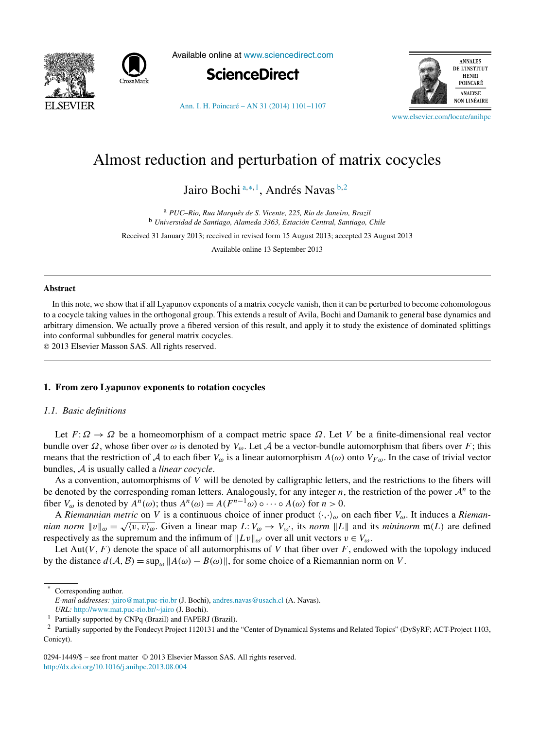# Almost reduction and perturbation of matrix cocycles

Jairo Bochi [a,*,1], Andrés Navas [b,2]

[a] *PUC–Rio, Rua Marquês de S. Vicente, 225, Rio de Janeiro, Brazil*
[b] *Universidad de Santiago, Alameda 3363, Estación Central, Santiago, Chile*

Received 31 January 2013; received in revised form 15 August 2013; accepted 23 August 2013

Available online 13 September 2013

## Abstract

In this note, we show that if all Lyapunov exponents of a matrix cocycle vanish, then it can be perturbed to become cohomologous to a cocycle taking values in the orthogonal group. This extends a result of Avila, Bochi and Damanik to general base dynamics and arbitrary dimension. We actually prove a fibered version of this result, and apply it to study the existence of dominated splittings into conformal subbundles for general matrix cocycles.

© 2013 Elsevier Masson SAS. All rights reserved.

## 1. From zero Lyapunov exponents to rotation cocycles

### *1.1. Basic definitions*

Let $F: \Omega \to \Omega$ be a homeomorphism of a compact metric space $\Omega$. Let $V$ be a finite-dimensional real vector bundle over $\Omega$, whose fiber over $\omega$ is denoted by $V_\omega$. Let $\mathcal{A}$ be a vector-bundle automorphism that fibers over $F$; this means that the restriction of $\mathcal{A}$ to each fiber $V_\omega$ is a linear automorphism $A(\omega)$ onto $V_{F\omega}$. In the case of trivial vector bundles, $\mathcal{A}$ is usually called a *linear cocycle*.

As a convention, automorphisms of $V$ will be denoted by calligraphic letters, and the restrictions to the fibers will be denoted by the corresponding roman letters. Analogously, for any integer $n$, the restriction of the power $\mathcal{A}^n$ to the fiber $V_\omega$ is denoted by $A^n(\omega)$; thus $A^n(\omega) = A(F^{n-1}\omega) \circ \cdots \circ A(\omega)$ for $n > 0$.

A *Riemannian metric* on $V$ is a continuous choice of inner product $\langle \cdot, \cdot \rangle_\omega$ on each fiber $V_\omega$. It induces a *Riemannian norm* $\|v\|_\omega = \sqrt{\langle v, v \rangle_\omega}$. Given a linear map $L: V_\omega \to V_{\omega'}$, its *norm* $\|L\|$ and its *mininorm* $\mathfrak{m}(L)$ are defined respectively as the supremum and the infimum of $\|Lv\|_{\omega'}$ over all unit vectors $v \in V_\omega$.

Let $\mathrm{Aut}(V, F)$ denote the space of all automorphisms of $V$ that fiber over $F$, endowed with the topology induced by the distance $d(\mathcal{A}, \mathcal{B}) = \sup_\omega \|A(\omega) - B(\omega)\|$, for some choice of a Riemannian norm on $V$.

---

\* Corresponding author.
*E-mail addresses:* jairo@mat.puc-rio.br (J. Bochi), andres.navas@usach.cl (A. Navas).
*URL:* http://www.mat.puc-rio.br/~jairo (J. Bochi).

[1] Partially supported by CNPq (Brazil) and FAPERJ (Brazil).

[2] Partially supported by the Fondecyt Project 1120131 and the "Center of Dynamical Systems and Related Topics" (DySyRF; ACT-Project 1103, Conicyt).

0294-1449/$ – see front matter © 2013 Elsevier Masson SAS. All rights reserved.
http://dx.doi.org/10.1016/j.anihpc.2013.08.004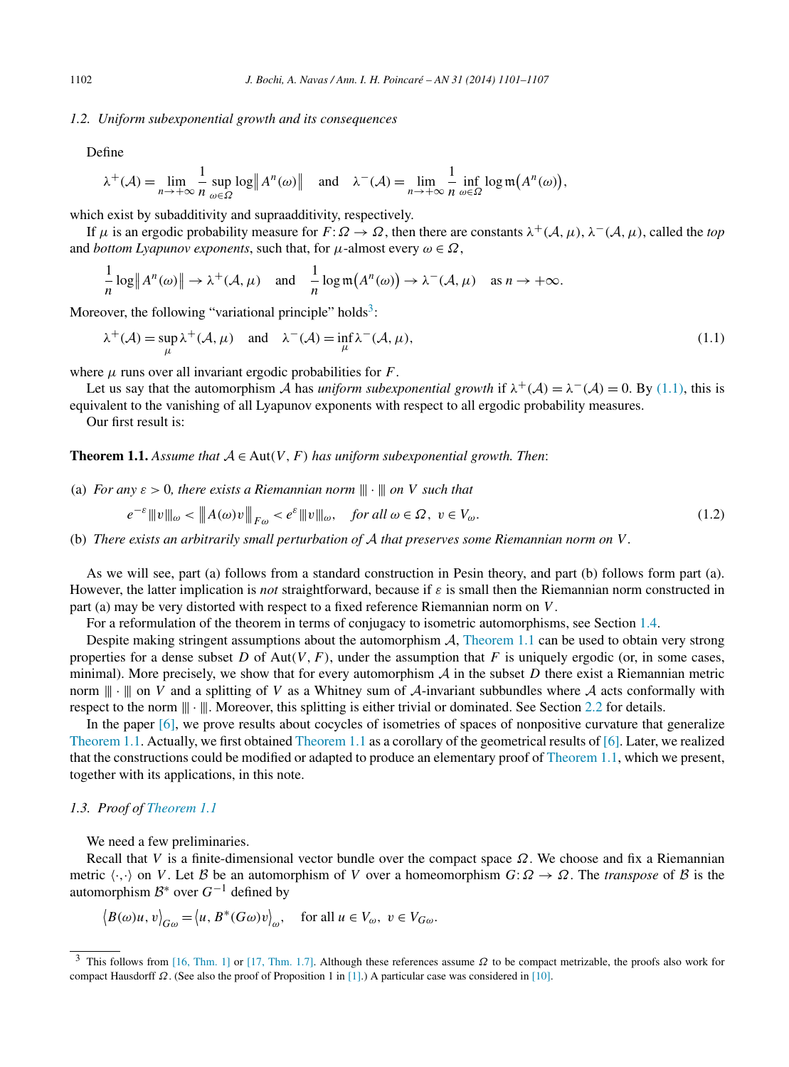### 1.2. Uniform subexponential growth and its consequences

Define

$$\lambda^+(\mathcal{A}) = \lim_{n\to+\infty} \frac{1}{n} \sup_{\omega\in\Omega} \log\big\| A^n(\omega)\big\| \quad \text{and} \quad \lambda^-(\mathcal{A}) = \lim_{n\to+\infty} \frac{1}{n} \inf_{\omega\in\Omega} \log \mathfrak{m}\big(A^n(\omega)\big),$$

which exist by subadditivity and supraadditivity, respectively.

If $\mu$ is an ergodic probability measure for $F:\Omega\to\Omega$, then there are constants $\lambda^+(\mathcal{A},\mu)$, $\lambda^-(\mathcal{A},\mu)$, called the *top* and *bottom Lyapunov exponents*, such that, for $\mu$-almost every $\omega\in\Omega$,

$$\frac{1}{n}\log\big\|A^n(\omega)\big\| \to \lambda^+(\mathcal{A},\mu) \quad \text{and} \quad \frac{1}{n}\log \mathfrak{m}\big(A^n(\omega)\big) \to \lambda^-(\mathcal{A},\mu) \quad \text{as } n\to+\infty.$$

Moreover, the following "variational principle" holds[3]:

$$\lambda^+(\mathcal{A}) = \sup_\mu \lambda^+(\mathcal{A},\mu) \quad \text{and} \quad \lambda^-(\mathcal{A}) = \inf_\mu \lambda^-(\mathcal{A},\mu), \tag{1.1}$$

where $\mu$ runs over all invariant ergodic probabilities for $F$.

Let us say that the automorphism $\mathcal{A}$ has *uniform subexponential growth* if $\lambda^+(\mathcal{A}) = \lambda^-(\mathcal{A}) = 0$. By (1.1), this is equivalent to the vanishing of all Lyapunov exponents with respect to all ergodic probability measures.

Our first result is:

**Theorem 1.1.** *Assume that $\mathcal{A}\in \operatorname{Aut}(V,F)$ has uniform subexponential growth. Then*:

(a) *For any $\varepsilon>0$, there exists a Riemannian norm $|||\cdot|||$ on $V$ such that*

$$e^{-\varepsilon}|||v|||_\omega < \big|\big|\big|A(\omega)v\big|\big|\big|_{F\omega} < e^{\varepsilon}|||v|||_\omega, \quad \textit{for all } \omega\in\Omega,\ v\in V_\omega. \tag{1.2}$$

(b) *There exists an arbitrarily small perturbation of $\mathcal{A}$ that preserves some Riemannian norm on $V$.*

As we will see, part (a) follows from a standard construction in Pesin theory, and part (b) follows form part (a). However, the latter implication is *not* straightforward, because if $\varepsilon$ is small then the Riemannian norm constructed in part (a) may be very distorted with respect to a fixed reference Riemannian norm on $V$.

For a reformulation of the theorem in terms of conjugacy to isometric automorphisms, see Section 1.4.

Despite making stringent assumptions about the automorphism $\mathcal{A}$, Theorem 1.1 can be used to obtain very strong properties for a dense subset $D$ of $\operatorname{Aut}(V,F)$, under the assumption that $F$ is uniquely ergodic (or, in some cases, minimal). More precisely, we show that for every automorphism $\mathcal{A}$ in the subset $D$ there exist a Riemannian metric norm $|||\cdot|||$ on $V$ and a splitting of $V$ as a Whitney sum of $\mathcal{A}$-invariant subbundles where $\mathcal{A}$ acts conformally with respect to the norm $|||\cdot|||$. Moreover, this splitting is either trivial or dominated. See Section 2.2 for details.

In the paper [6], we prove results about cocycles of isometries of spaces of nonpositive curvature that generalize Theorem 1.1. Actually, we first obtained Theorem 1.1 as a corollary of the geometrical results of [6]. Later, we realized that the constructions could be modified or adapted to produce an elementary proof of Theorem 1.1, which we present, together with its applications, in this note.

### 1.3. Proof of Theorem 1.1

We need a few preliminaries.

Recall that $V$ is a finite-dimensional vector bundle over the compact space $\Omega$. We choose and fix a Riemannian metric $\langle\cdot,\cdot\rangle$ on $V$. Let $\mathcal{B}$ be an automorphism of $V$ over a homeomorphism $G:\Omega\to\Omega$. The *transpose* of $\mathcal{B}$ is the automorphism $\mathcal{B}^*$ over $G^{-1}$ defined by

$$\big\langle B(\omega)u, v\big\rangle_{G\omega} = \big\langle u, B^*(G\omega)v\big\rangle_\omega, \quad \text{for all } u\in V_\omega,\ v\in V_{G\omega}.$$

[3] This follows from [16, Thm. 1] or [17, Thm. 1.7]. Although these references assume $\Omega$ to be compact metrizable, the proofs also work for compact Hausdorff $\Omega$. (See also the proof of Proposition 1 in [1].) A particular case was considered in [10].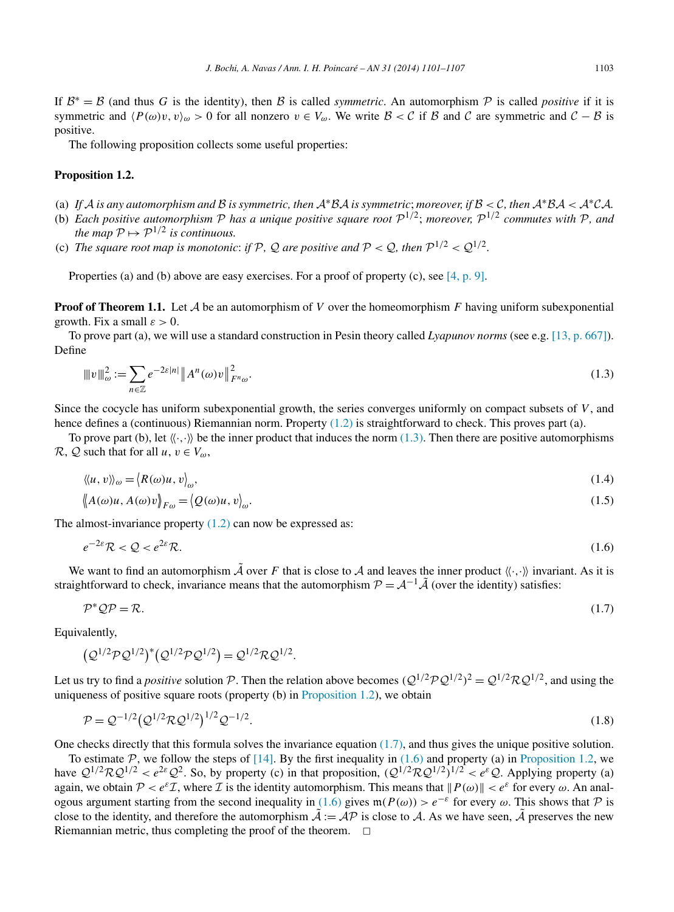If $\mathcal{B}^* = \mathcal{B}$ (and thus $G$ is the identity), then $\mathcal{B}$ is called *symmetric*. An automorphism $\mathcal{P}$ is called *positive* if it is symmetric and $\langle P(\omega)v, v\rangle_\omega > 0$ for all nonzero $v \in V_\omega$. We write $\mathcal{B} < \mathcal{C}$ if $\mathcal{B}$ and $\mathcal{C}$ are symmetric and $\mathcal{C} - \mathcal{B}$ is positive.

The following proposition collects some useful properties:

**Proposition 1.2.**

(a) *If $\mathcal{A}$ is any automorphism and $\mathcal{B}$ is symmetric, then $\mathcal{A}^*\mathcal{B}\mathcal{A}$ is symmetric; moreover, if $\mathcal{B} < \mathcal{C}$, then $\mathcal{A}^*\mathcal{B}\mathcal{A} < \mathcal{A}^*\mathcal{C}\mathcal{A}$.*
(b) *Each positive automorphism $\mathcal{P}$ has a unique positive square root $\mathcal{P}^{1/2}$; moreover, $\mathcal{P}^{1/2}$ commutes with $\mathcal{P}$, and the map $\mathcal{P} \mapsto \mathcal{P}^{1/2}$ is continuous.*
(c) *The square root map is monotonic: if $\mathcal{P}$, $\mathcal{Q}$ are positive and $\mathcal{P} < \mathcal{Q}$, then $\mathcal{P}^{1/2} < \mathcal{Q}^{1/2}$.*

Properties (a) and (b) above are easy exercises. For a proof of property (c), see [4, p. 9].

**Proof of Theorem 1.1.** Let $\mathcal{A}$ be an automorphism of $V$ over the homeomorphism $F$ having uniform subexponential growth. Fix a small $\varepsilon > 0$.

To prove part (a), we will use a standard construction in Pesin theory called *Lyapunov norms* (see e.g. [13, p. 667]). Define

$$|\!|\!| v |\!|\!|_\omega^2 := \sum_{n\in\mathbb{Z}} e^{-2\varepsilon|n|} \left\| A^n(\omega)v \right\|_{F^n\omega}^2. \tag{1.3}$$

Since the cocycle has uniform subexponential growth, the series converges uniformly on compact subsets of $V$, and hence defines a (continuous) Riemannian norm. Property (1.2) is straightforward to check. This proves part (a).

To prove part (b), let $\langle\!\langle\cdot,\cdot\rangle\!\rangle$ be the inner product that induces the norm (1.3). Then there are positive automorphisms $\mathcal{R}$, $\mathcal{Q}$ such that for all $u, v \in V_\omega$,

$$\langle\!\langle u, v\rangle\!\rangle_\omega = \left\langle R(\omega)u, v\right\rangle_\omega, \tag{1.4}$$

$$\left\langle\!\left\langle A(\omega)u, A(\omega)v\right\rangle\!\right\rangle_{F\omega} = \left\langle Q(\omega)u, v\right\rangle_\omega. \tag{1.5}$$

The almost-invariance property (1.2) can now be expressed as:

$$e^{-2\varepsilon}\mathcal{R} < \mathcal{Q} < e^{2\varepsilon}\mathcal{R}. \tag{1.6}$$

We want to find an automorphism $\tilde{\mathcal{A}}$ over $F$ that is close to $\mathcal{A}$ and leaves the inner product $\langle\!\langle\cdot,\cdot\rangle\!\rangle$ invariant. As it is straightforward to check, invariance means that the automorphism $\mathcal{P} = \mathcal{A}^{-1}\tilde{\mathcal{A}}$ (over the identity) satisfies:

$$\mathcal{P}^*\mathcal{Q}\mathcal{P} = \mathcal{R}. \tag{1.7}$$

Equivalently,

$$\left(\mathcal{Q}^{1/2}\mathcal{P}\mathcal{Q}^{1/2}\right)^*\left(\mathcal{Q}^{1/2}\mathcal{P}\mathcal{Q}^{1/2}\right) = \mathcal{Q}^{1/2}\mathcal{R}\mathcal{Q}^{1/2}.$$

Let us try to find a *positive* solution $\mathcal{P}$. Then the relation above becomes $(\mathcal{Q}^{1/2}\mathcal{P}\mathcal{Q}^{1/2})^2 = \mathcal{Q}^{1/2}\mathcal{R}\mathcal{Q}^{1/2}$, and using the uniqueness of positive square roots (property (b) in Proposition 1.2), we obtain

$$\mathcal{P} = \mathcal{Q}^{-1/2}\left(\mathcal{Q}^{1/2}\mathcal{R}\mathcal{Q}^{1/2}\right)^{1/2}\mathcal{Q}^{-1/2}. \tag{1.8}$$

One checks directly that this formula solves the invariance equation (1.7), and thus gives the unique positive solution.

To estimate $\mathcal{P}$, we follow the steps of [14]. By the first inequality in (1.6) and property (a) in Proposition 1.2, we have $\mathcal{Q}^{1/2}\mathcal{R}\mathcal{Q}^{1/2} < e^{2\varepsilon}\mathcal{Q}^2$. So, by property (c) in that proposition, $(\mathcal{Q}^{1/2}\mathcal{R}\mathcal{Q}^{1/2})^{1/2} < e^{\varepsilon}\mathcal{Q}$. Applying property (a) again, we obtain $\mathcal{P} < e^{\varepsilon}\mathcal{I}$, where $\mathcal{I}$ is the identity automorphism. This means that $\|P(\omega)\| < e^{\varepsilon}$ for every $\omega$. An analogous argument starting from the second inequality in (1.6) gives $\mathfrak{m}(P(\omega)) > e^{-\varepsilon}$ for every $\omega$. This shows that $\mathcal{P}$ is close to the identity, and therefore the automorphism $\tilde{\mathcal{A}} := \mathcal{A}\mathcal{P}$ is close to $\mathcal{A}$. As we have seen, $\tilde{\mathcal{A}}$ preserves the new Riemannian metric, thus completing the proof of the theorem. □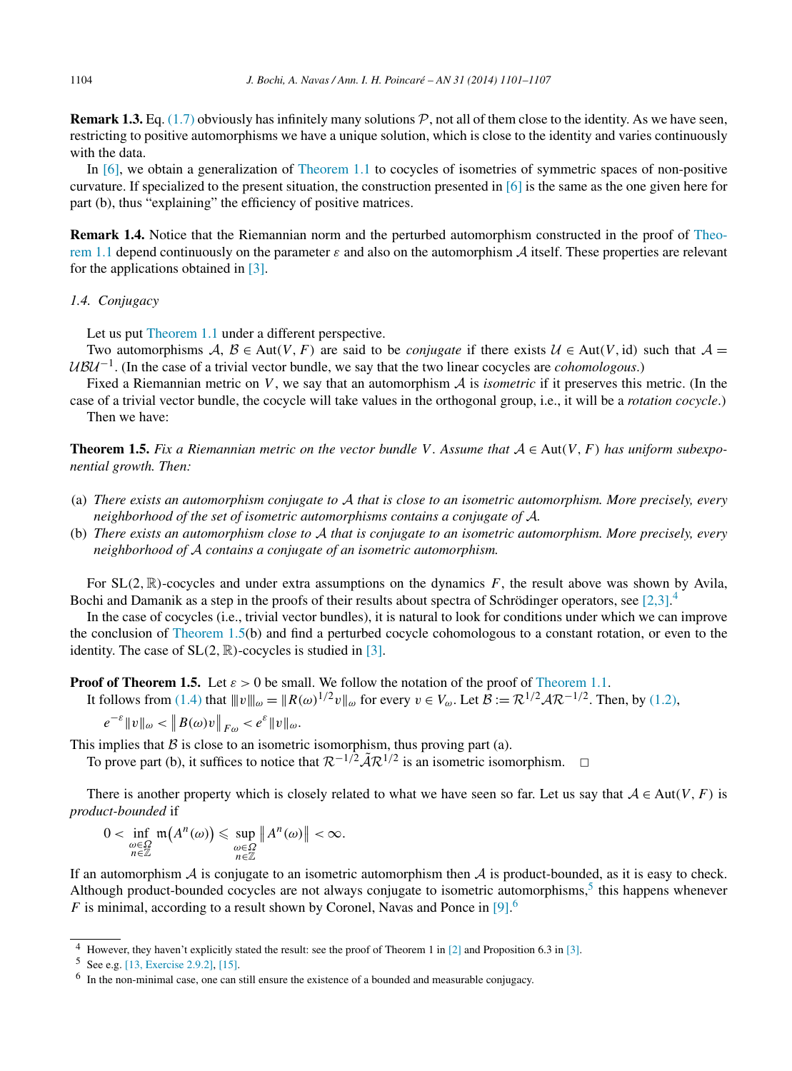**Remark 1.3.** Eq. (1.7) obviously has infinitely many solutions $\mathcal{P}$, not all of them close to the identity. As we have seen, restricting to positive automorphisms we have a unique solution, which is close to the identity and varies continuously with the data.

In [6], we obtain a generalization of Theorem 1.1 to cocycles of isometries of symmetric spaces of non-positive curvature. If specialized to the present situation, the construction presented in [6] is the same as the one given here for part (b), thus "explaining" the efficiency of positive matrices.

**Remark 1.4.** Notice that the Riemannian norm and the perturbed automorphism constructed in the proof of Theorem 1.1 depend continuously on the parameter $\varepsilon$ and also on the automorphism $\mathcal{A}$ itself. These properties are relevant for the applications obtained in [3].

### *1.4. Conjugacy*

Let us put Theorem 1.1 under a different perspective.

Two automorphisms $\mathcal{A}$, $\mathcal{B} \in \mathrm{Aut}(V, F)$ are said to be *conjugate* if there exists $\mathcal{U} \in \mathrm{Aut}(V, \mathrm{id})$ such that $\mathcal{A} = \mathcal{U}\mathcal{B}\mathcal{U}^{-1}$. (In the case of a trivial vector bundle, we say that the two linear cocycles are *cohomologous*.)

Fixed a Riemannian metric on $V$, we say that an automorphism $\mathcal{A}$ is *isometric* if it preserves this metric. (In the case of a trivial vector bundle, the cocycle will take values in the orthogonal group, i.e., it will be a *rotation cocycle*.)

Then we have:

**Theorem 1.5.** *Fix a Riemannian metric on the vector bundle $V$. Assume that $\mathcal{A} \in \mathrm{Aut}(V, F)$ has uniform subexponential growth. Then:*

(a) *There exists an automorphism conjugate to $\mathcal{A}$ that is close to an isometric automorphism. More precisely, every neighborhood of the set of isometric automorphisms contains a conjugate of $\mathcal{A}$.*
(b) *There exists an automorphism close to $\mathcal{A}$ that is conjugate to an isometric automorphism. More precisely, every neighborhood of $\mathcal{A}$ contains a conjugate of an isometric automorphism.*

For $\mathrm{SL}(2, \mathbb{R})$-cocycles and under extra assumptions on the dynamics $F$, the result above was shown by Avila, Bochi and Damanik as a step in the proofs of their results about spectra of Schrödinger operators, see [2,3].[4]

In the case of cocycles (i.e., trivial vector bundles), it is natural to look for conditions under which we can improve the conclusion of Theorem 1.5(b) and find a perturbed cocycle cohomologous to a constant rotation, or even to the identity. The case of $\mathrm{SL}(2, \mathbb{R})$-cocycles is studied in [3].

**Proof of Theorem 1.5.** Let $\varepsilon > 0$ be small. We follow the notation of the proof of Theorem 1.1.

It follows from (1.4) that $|||v|||_\omega = \|R(\omega)^{1/2} v\|_\omega$ for every $v \in V_\omega$. Let $\mathcal{B} := \mathcal{R}^{1/2} \mathcal{A} \mathcal{R}^{-1/2}$. Then, by (1.2),

$$e^{-\varepsilon} \|v\|_\omega < \left\| B(\omega) v \right\|_{F\omega} < e^{\varepsilon} \|v\|_\omega.$$

This implies that $\mathcal{B}$ is close to an isometric isomorphism, thus proving part (a).

To prove part (b), it suffices to notice that $\mathcal{R}^{-1/2} \tilde{\mathcal{A}} \mathcal{R}^{1/2}$ is an isometric isomorphism. $\square$

There is another property which is closely related to what we have seen so far. Let us say that $\mathcal{A} \in \mathrm{Aut}(V, F)$ is *product-bounded* if

$$0 < \inf_{\substack{\omega \in \Omega \\ n \in \mathbb{Z}}} \mathfrak{m}\big(A^n(\omega)\big) \leqslant \sup_{\substack{\omega \in \Omega \\ n \in \mathbb{Z}}} \left\| A^n(\omega) \right\| < \infty.$$

If an automorphism $\mathcal{A}$ is conjugate to an isometric automorphism then $\mathcal{A}$ is product-bounded, as it is easy to check. Although product-bounded cocycles are not always conjugate to isometric automorphisms,[5] this happens whenever $F$ is minimal, according to a result shown by Coronel, Navas and Ponce in [9].[6]

---

[4] However, they haven't explicitly stated the result: see the proof of Theorem 1 in [2] and Proposition 6.3 in [3].

[5] See e.g. [13, Exercise 2.9.2], [15].

[6] In the non-minimal case, one can still ensure the existence of a bounded and measurable conjugacy.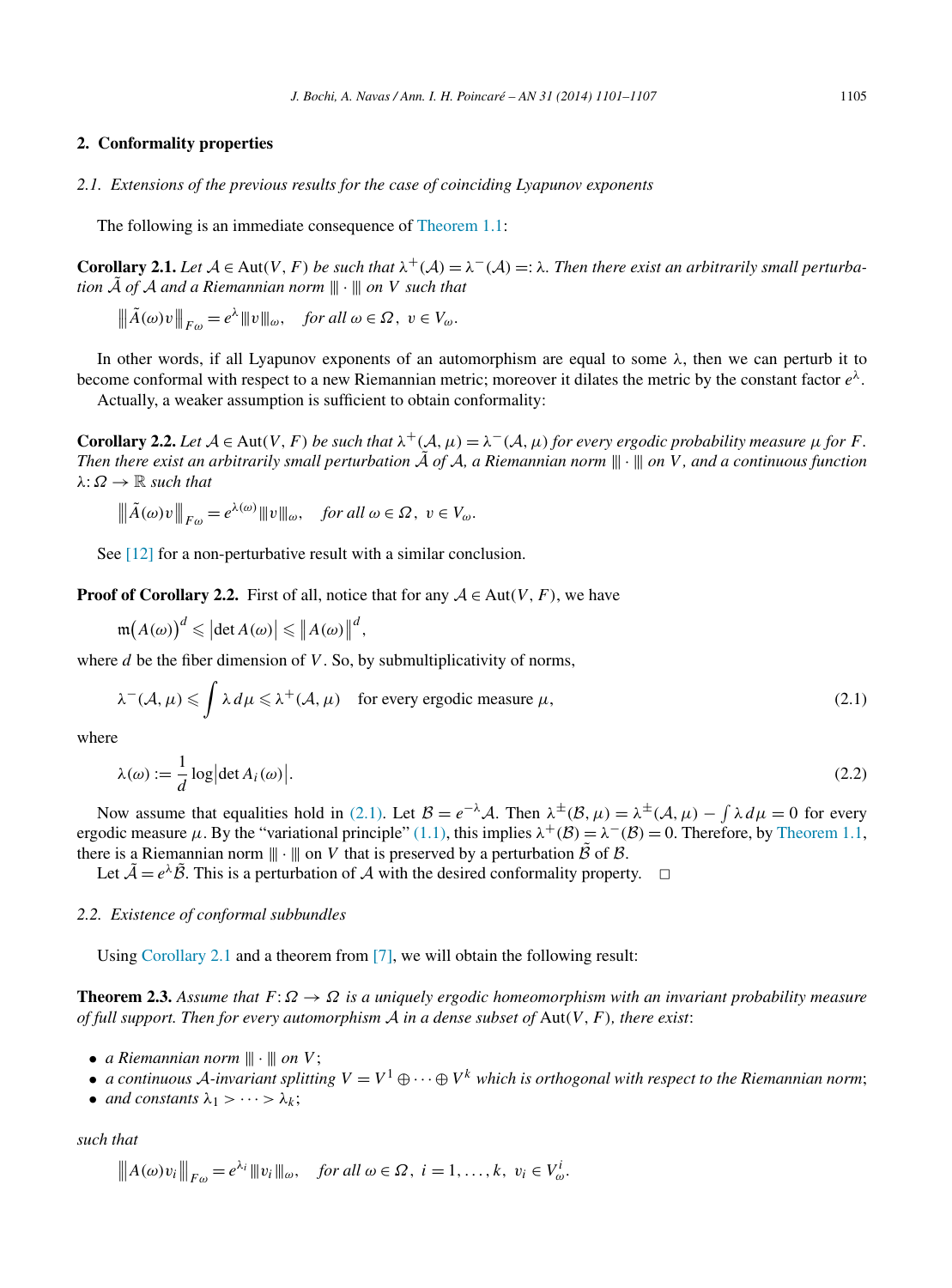## 2. Conformality properties

### 2.1. Extensions of the previous results for the case of coinciding Lyapunov exponents

The following is an immediate consequence of Theorem 1.1:

**Corollary 2.1.** *Let $\mathcal{A} \in \mathrm{Aut}(V, F)$ be such that $\lambda^+(\mathcal{A}) = \lambda^-(\mathcal{A}) =: \lambda$. Then there exist an arbitrarily small perturbation $\tilde{\mathcal{A}}$ of $\mathcal{A}$ and a Riemannian norm $|\!|\!| \cdot |\!|\!|$ on $V$ such that*

$$|\!|\!| \tilde{A}(\omega) v |\!|\!|_{F\omega} = e^{\lambda} |\!|\!| v |\!|\!|_{\omega}, \quad \text{for all } \omega \in \Omega,\ v \in V_\omega.$$

In other words, if all Lyapunov exponents of an automorphism are equal to some $\lambda$, then we can perturb it to become conformal with respect to a new Riemannian metric; moreover it dilates the metric by the constant factor $e^{\lambda}$.

Actually, a weaker assumption is sufficient to obtain conformality:

**Corollary 2.2.** *Let $\mathcal{A} \in \mathrm{Aut}(V, F)$ be such that $\lambda^+(\mathcal{A}, \mu) = \lambda^-(\mathcal{A}, \mu)$ for every ergodic probability measure $\mu$ for $F$. Then there exist an arbitrarily small perturbation $\tilde{\mathcal{A}}$ of $\mathcal{A}$, a Riemannian norm $|\!|\!| \cdot |\!|\!|$ on $V$, and a continuous function $\lambda : \Omega \to \mathbb{R}$ such that*

$$|\!|\!| \tilde{A}(\omega) v |\!|\!|_{F\omega} = e^{\lambda(\omega)} |\!|\!| v |\!|\!|_{\omega}, \quad \text{for all } \omega \in \Omega,\ v \in V_\omega.$$

See [12] for a non-perturbative result with a similar conclusion.

**Proof of Corollary 2.2.** First of all, notice that for any $\mathcal{A} \in \mathrm{Aut}(V, F)$, we have

$$\mathfrak{m}\big(A(\omega)\big)^d \leqslant \big|\det A(\omega)\big| \leqslant \big\|A(\omega)\big\|^d,$$

where $d$ be the fiber dimension of $V$. So, by submultiplicativity of norms,

$$\lambda^-(\mathcal{A}, \mu) \leqslant \int \lambda \, d\mu \leqslant \lambda^+(\mathcal{A}, \mu) \quad \text{for every ergodic measure } \mu, \tag{2.1}$$

where

$$\lambda(\omega) := \frac{1}{d} \log\big|\det A_i(\omega)\big|. \tag{2.2}$$

Now assume that equalities hold in (2.1). Let $\mathcal{B} = e^{-\lambda}\mathcal{A}$. Then $\lambda^{\pm}(\mathcal{B}, \mu) = \lambda^{\pm}(\mathcal{A}, \mu) - \int \lambda \, d\mu = 0$ for every ergodic measure $\mu$. By the "variational principle" (1.1), this implies $\lambda^+(\mathcal{B}) = \lambda^-(\mathcal{B}) = 0$. Therefore, by Theorem 1.1, there is a Riemannian norm $|\!|\!| \cdot |\!|\!|$ on $V$ that is preserved by a perturbation $\tilde{\mathcal{B}}$ of $\mathcal{B}$.

Let $\tilde{\mathcal{A}} = e^{\lambda}\tilde{\mathcal{B}}$. This is a perturbation of $\mathcal{A}$ with the desired conformality property. □

### 2.2. Existence of conformal subbundles

Using Corollary 2.1 and a theorem from [7], we will obtain the following result:

**Theorem 2.3.** *Assume that $F : \Omega \to \Omega$ is a uniquely ergodic homeomorphism with an invariant probability measure of full support. Then for every automorphism $\mathcal{A}$ in a dense subset of $\mathrm{Aut}(V, F)$, there exist*:

- *a Riemannian norm $|\!|\!| \cdot |\!|\!|$ on $V$*;
- *a continuous $\mathcal{A}$-invariant splitting $V = V^1 \oplus \cdots \oplus V^k$ which is orthogonal with respect to the Riemannian norm*;
- *and constants $\lambda_1 > \cdots > \lambda_k$*;

*such that*

$$|\!|\!| A(\omega) v_i |\!|\!|_{F\omega} = e^{\lambda_i} |\!|\!| v_i |\!|\!|_{\omega}, \quad \text{for all } \omega \in \Omega,\ i = 1, \ldots, k,\ v_i \in V^i_\omega.$$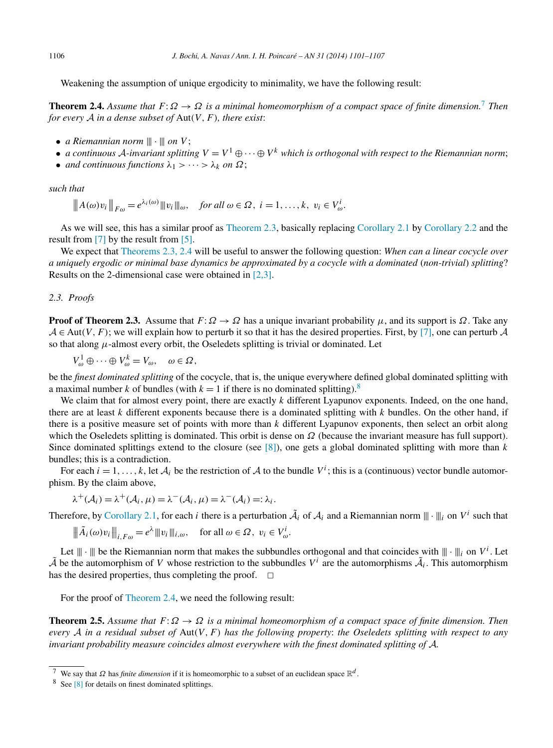Weakening the assumption of unique ergodicity to minimality, we have the following result:

**Theorem 2.4.** *Assume that $F : \Omega \to \Omega$ is a minimal homeomorphism of a compact space of finite dimension.*[7] *Then for every $\mathcal{A}$ in a dense subset of* $\mathrm{Aut}(V, F)$*, there exist*:

- *a Riemannian norm $|\!|\!| \cdot |\!|\!|$ on $V$;*
- *a continuous $\mathcal{A}$-invariant splitting $V = V^1 \oplus \cdots \oplus V^k$ which is orthogonal with respect to the Riemannian norm*;
- *and continuous functions $\lambda_1 > \cdots > \lambda_k$ on $\Omega$*;

*such that*

$$\big|\!\big|\!\big| A(\omega) v_i \big|\!\big|\!\big|_{F\omega} = e^{\lambda_i(\omega)} |\!|\!| v_i |\!|\!|_\omega, \quad \text{for all } \omega \in \Omega,\ i = 1, \ldots, k,\ v_i \in V^i_\omega.$$

As we will see, this has a similar proof as Theorem 2.3, basically replacing Corollary 2.1 by Corollary 2.2 and the result from [7] by the result from [5].

We expect that Theorems 2.3, 2.4 will be useful to answer the following question: *When can a linear cocycle over a uniquely ergodic or minimal base dynamics be approximated by a cocycle with a dominated* (*non-trivial*) *splitting*? Results on the 2-dimensional case were obtained in [2,3].

### 2.3. Proofs

**Proof of Theorem 2.3.** Assume that $F : \Omega \to \Omega$ has a unique invariant probability $\mu$, and its support is $\Omega$. Take any $\mathcal{A} \in \mathrm{Aut}(V, F)$; we will explain how to perturb it so that it has the desired properties. First, by [7], one can perturb $\mathcal{A}$ so that along $\mu$-almost every orbit, the Oseledets splitting is trivial or dominated. Let

$$V^1_\omega \oplus \cdots \oplus V^k_\omega = V_\omega, \quad \omega \in \Omega,$$

be the *finest dominated splitting* of the cocycle, that is, the unique everywhere defined global dominated splitting with a maximal number $k$ of bundles (with $k = 1$ if there is no dominated splitting).[8]

We claim that for almost every point, there are exactly $k$ different Lyapunov exponents. Indeed, on the one hand, there are at least $k$ different exponents because there is a dominated splitting with $k$ bundles. On the other hand, if there is a positive measure set of points with more than $k$ different Lyapunov exponents, then select an orbit along which the Oseledets splitting is dominated. This orbit is dense on $\Omega$ (because the invariant measure has full support). Since dominated splittings extend to the closure (see [8]), one gets a global dominated splitting with more than $k$ bundles; this is a contradiction.

For each $i = 1, \ldots, k$, let $\mathcal{A}_i$ be the restriction of $\mathcal{A}$ to the bundle $V^i$; this is a (continuous) vector bundle automorphism. By the claim above,

$$\lambda^+(\mathcal{A}_i) = \lambda^+(\mathcal{A}_i, \mu) = \lambda^-(\mathcal{A}_i, \mu) = \lambda^-(\mathcal{A}_i) =: \lambda_i.$$

Therefore, by Corollary 2.1, for each $i$ there is a perturbation $\tilde{\mathcal{A}}_i$ of $\mathcal{A}_i$ and a Riemannian norm $|\!|\!| \cdot |\!|\!|_i$ on $V^i$ such that

$$\big|\!\big|\!\big| \tilde{A}_i(\omega) v_i \big|\!\big|\!\big|_{i, F\omega} = e^{\lambda} |\!|\!| v_i |\!|\!|_{i,\omega}, \quad \text{for all } \omega \in \Omega,\ v_i \in V^i_\omega.$$

Let $|\!|\!| \cdot |\!|\!|$ be the Riemannian norm that makes the subbundles orthogonal and that coincides with $|\!|\!| \cdot |\!|\!|_i$ on $V^i$. Let $\tilde{\mathcal{A}}$ be the automorphism of $V$ whose restriction to the subbundles $V^i$ are the automorphisms $\tilde{\mathcal{A}}_i$. This automorphism has the desired properties, thus completing the proof. $\square$

For the proof of Theorem 2.4, we need the following result:

**Theorem 2.5.** *Assume that $F : \Omega \to \Omega$ is a minimal homeomorphism of a compact space of finite dimension. Then every $\mathcal{A}$ in a residual subset of* $\mathrm{Aut}(V, F)$ *has the following property*: *the Oseledets splitting with respect to any invariant probability measure coincides almost everywhere with the finest dominated splitting of $\mathcal{A}$.*

---

[7] We say that $\Omega$ has *finite dimension* if it is homeomorphic to a subset of an euclidean space $\mathbb{R}^d$.

[8] See [8] for details on finest dominated splittings.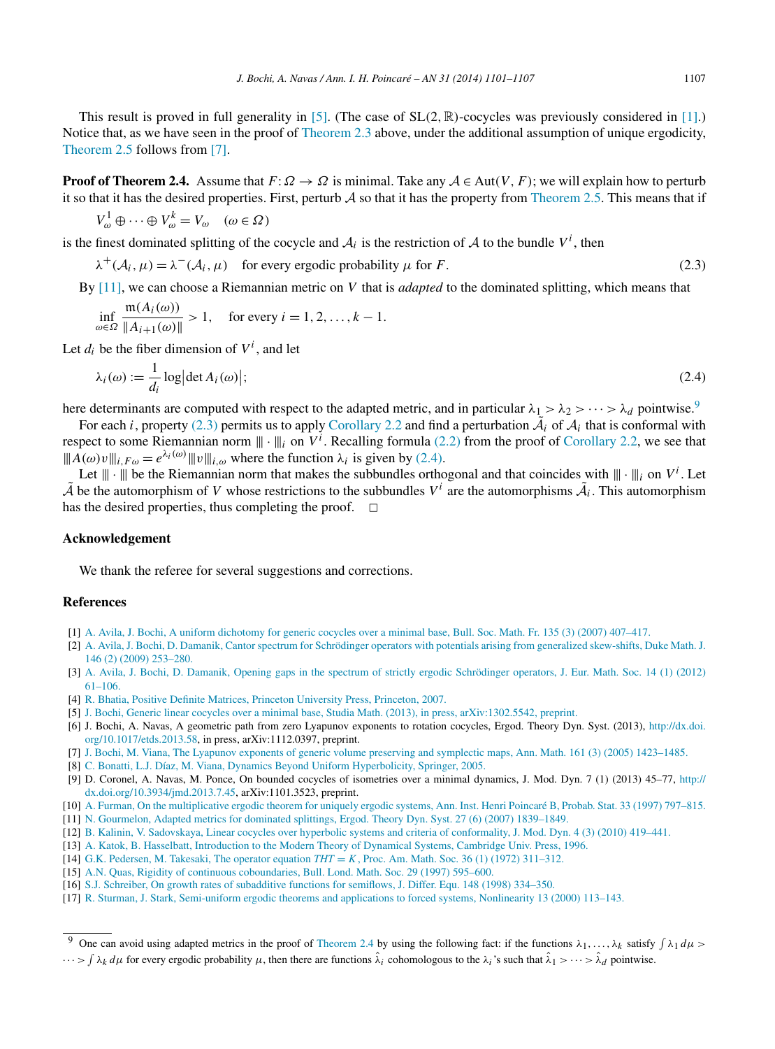This result is proved in full generality in [5]. (The case of $\mathrm{SL}(2,\mathbb{R})$-cocycles was previously considered in [1].) Notice that, as we have seen in the proof of Theorem 2.3 above, under the additional assumption of unique ergodicity, Theorem 2.5 follows from [7].

**Proof of Theorem 2.4.** Assume that $F\colon \Omega \to \Omega$ is minimal. Take any $\mathcal{A} \in \mathrm{Aut}(V,F)$; we will explain how to perturb it so that it has the desired properties. First, perturb $\mathcal{A}$ so that it has the property from Theorem 2.5. This means that if

$$V_\omega^1 \oplus \cdots \oplus V_\omega^k = V_\omega \quad (\omega \in \Omega)$$

is the finest dominated splitting of the cocycle and $\mathcal{A}_i$ is the restriction of $\mathcal{A}$ to the bundle $V^i$, then

$$\lambda^+(\mathcal{A}_i,\mu) = \lambda^-(\mathcal{A}_i,\mu) \quad \text{for every ergodic probability } \mu \text{ for } F. \tag{2.3}$$

By [11], we can choose a Riemannian metric on $V$ that is *adapted* to the dominated splitting, which means that

$$\inf_{\omega\in\Omega} \frac{\mathfrak{m}(A_i(\omega))}{\|A_{i+1}(\omega)\|} > 1, \quad \text{for every } i = 1,2,\ldots,k-1.$$

Let $d_i$ be the fiber dimension of $V^i$, and let

$$\lambda_i(\omega) := \frac{1}{d_i}\log\bigl|\det A_i(\omega)\bigr|; \tag{2.4}$$

here determinants are computed with respect to the adapted metric, and in particular $\lambda_1 > \lambda_2 > \cdots > \lambda_d$ pointwise.[9]

For each $i$, property (2.3) permits us to apply Corollary 2.2 and find a perturbation $\tilde{\mathcal{A}}_i$ of $\mathcal{A}_i$ that is conformal with respect to some Riemannian norm $|\!|\!|\cdot|\!|\!|_i$ on $V^i$. Recalling formula (2.2) from the proof of Corollary 2.2, we see that $|\!|\!|A(\omega)v|\!|\!|_{i,F\omega} = e^{\lambda_i(\omega)}|\!|\!|v|\!|\!|_{i,\omega}$ where the function $\lambda_i$ is given by (2.4).

Let $|\!|\!|\cdot|\!|\!|$ be the Riemannian norm that makes the subbundles orthogonal and that coincides with $|\!|\!|\cdot|\!|\!|_i$ on $V^i$. Let $\tilde{\mathcal{A}}$ be the automorphism of $V$ whose restrictions to the subbundles $V^i$ are the automorphisms $\tilde{\mathcal{A}}_i$. This automorphism has the desired properties, thus completing the proof. $\square$

## Acknowledgement

We thank the referee for several suggestions and corrections.

## References

[1] A. Avila, J. Bochi, A uniform dichotomy for generic cocycles over a minimal base, Bull. Soc. Math. Fr. 135 (3) (2007) 407–417.

[2] A. Avila, J. Bochi, D. Damanik, Cantor spectrum for Schrödinger operators with potentials arising from generalized skew-shifts, Duke Math. J. 146 (2) (2009) 253–280.

[3] A. Avila, J. Bochi, D. Damanik, Opening gaps in the spectrum of strictly ergodic Schrödinger operators, J. Eur. Math. Soc. 14 (1) (2012) 61–106.

[4] R. Bhatia, Positive Definite Matrices, Princeton University Press, Princeton, 2007.

[5] J. Bochi, Generic linear cocycles over a minimal base, Studia Math. (2013), in press, arXiv:1302.5542, preprint.

[6] J. Bochi, A. Navas, A geometric path from zero Lyapunov exponents to rotation cocycles, Ergod. Theory Dyn. Syst. (2013), http://dx.doi.org/10.1017/etds.2013.58, in press, arXiv:1112.0397, preprint.

[7] J. Bochi, M. Viana, The Lyapunov exponents of generic volume preserving and symplectic maps, Ann. Math. 161 (3) (2005) 1423–1485.

[8] C. Bonatti, L.J. Díaz, M. Viana, Dynamics Beyond Uniform Hyperbolicity, Springer, 2005.

[9] D. Coronel, A. Navas, M. Ponce, On bounded cocycles of isometries over a minimal dynamics, J. Mod. Dyn. 7 (1) (2013) 45–77, http://dx.doi.org/10.3934/jmd.2013.7.45, arXiv:1101.3523, preprint.

[10] A. Furman, On the multiplicative ergodic theorem for uniquely ergodic systems, Ann. Inst. Henri Poincaré B, Probab. Stat. 33 (1997) 797–815.

[11] N. Gourmelon, Adapted metrics for dominated splittings, Ergod. Theory Dyn. Syst. 27 (6) (2007) 1839–1849.

[12] B. Kalinin, V. Sadovskaya, Linear cocycles over hyperbolic systems and criteria of conformality, J. Mod. Dyn. 4 (3) (2010) 419–441.

[13] A. Katok, B. Hasselbatt, Introduction to the Modern Theory of Dynamical Systems, Cambridge Univ. Press, 1996.

[14] G.K. Pedersen, M. Takesaki, The operator equation $THT = K$, Proc. Am. Math. Soc. 36 (1) (1972) 311–312.

[15] A.N. Quas, Rigidity of continuous coboundaries, Bull. Lond. Math. Soc. 29 (1997) 595–600.

[16] S.J. Schreiber, On growth rates of subadditive functions for semiflows, J. Differ. Equ. 148 (1998) 334–350.

[17] R. Sturman, J. Stark, Semi-uniform ergodic theorems and applications to forced systems, Nonlinearity 13 (2000) 113–143.

---

[9] One can avoid using adapted metrics in the proof of Theorem 2.4 by using the following fact: if the functions $\lambda_1,\ldots,\lambda_k$ satisfy $\int \lambda_1\,d\mu > \cdots > \int \lambda_k\,d\mu$ for every ergodic probability $\mu$, then there are functions $\hat{\lambda}_i$ cohomologous to the $\lambda_i$'s such that $\hat{\lambda}_1 > \cdots > \hat{\lambda}_d$ pointwise.